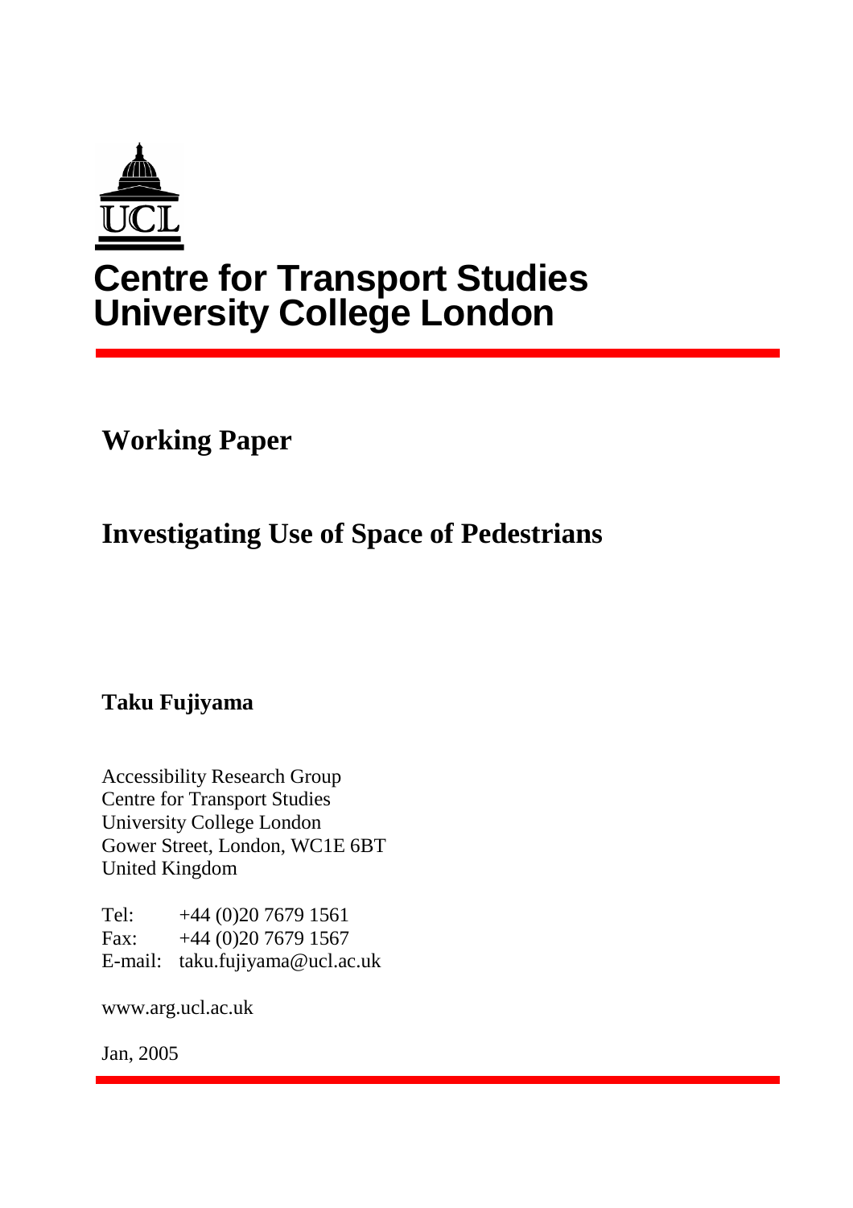# Centre for Transport Studies
# University College London

## Working Paper

## Investigating Use of Space of Pedestrians

**Taku Fujiyama**

Accessibility Research Group
Centre for Transport Studies
University College London
Gower Street, London, WC1E 6BT
United Kingdom

Tel: +44 (0)20 7679 1561
Fax: +44 (0)20 7679 1567
E-mail: taku.fujiyama@ucl.ac.uk

www.arg.ucl.ac.uk

Jan, 2005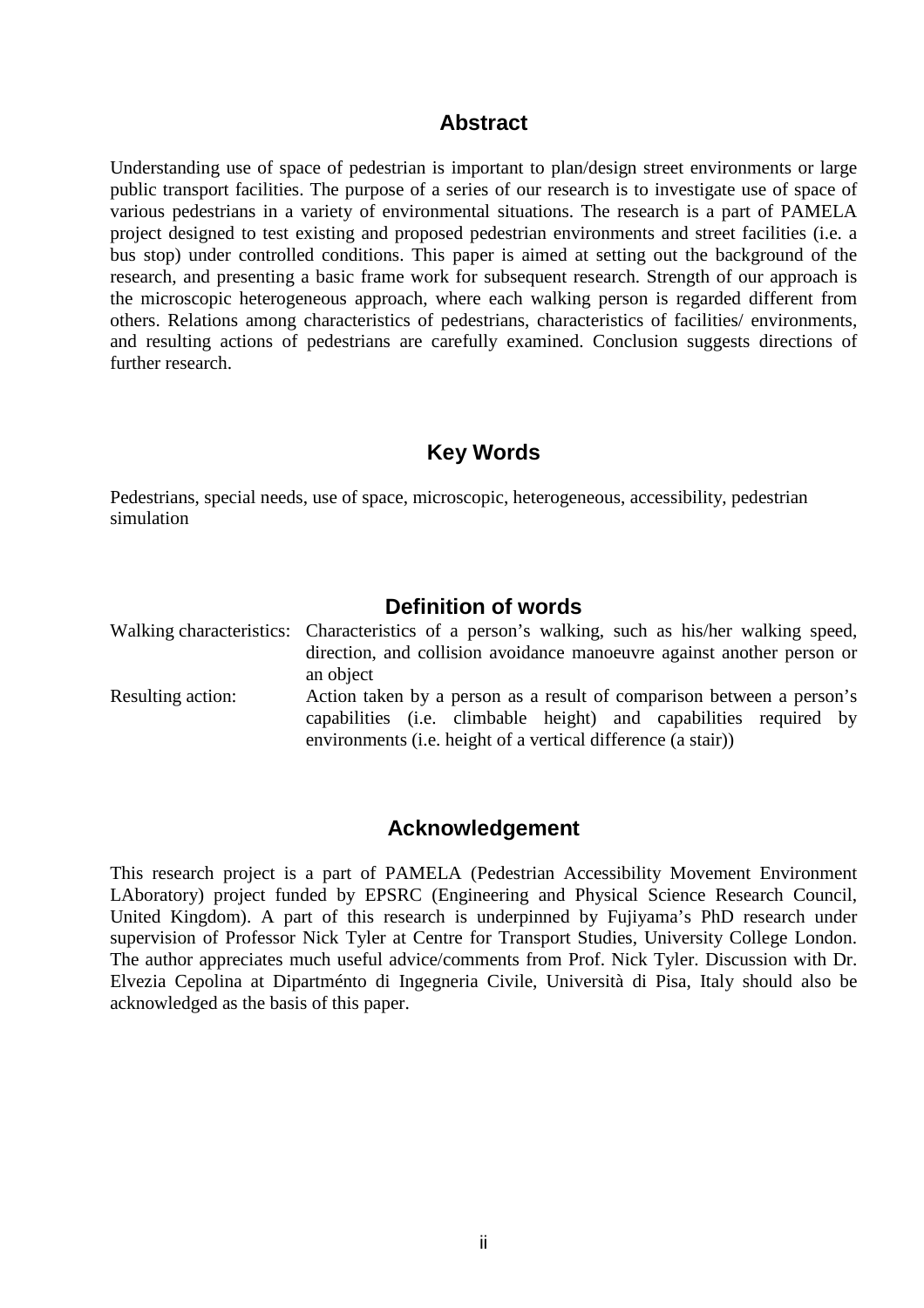## Abstract

Understanding use of space of pedestrian is important to plan/design street environments or large public transport facilities. The purpose of a series of our research is to investigate use of space of various pedestrians in a variety of environmental situations. The research is a part of PAMELA project designed to test existing and proposed pedestrian environments and street facilities (i.e. a bus stop) under controlled conditions. This paper is aimed at setting out the background of the research, and presenting a basic frame work for subsequent research. Strength of our approach is the microscopic heterogeneous approach, where each walking person is regarded different from others. Relations among characteristics of pedestrians, characteristics of facilities/ environments, and resulting actions of pedestrians are carefully examined. Conclusion suggests directions of further research.

## Key Words

Pedestrians, special needs, use of space, microscopic, heterogeneous, accessibility, pedestrian simulation

## Definition of words

| | |
|---|---|
| Walking characteristics: | Characteristics of a person's walking, such as his/her walking speed, direction, and collision avoidance manoeuvre against another person or an object |
| Resulting action: | Action taken by a person as a result of comparison between a person's capabilities (i.e. climbable height) and capabilities required by environments (i.e. height of a vertical difference (a stair)) |

## Acknowledgement

This research project is a part of PAMELA (Pedestrian Accessibility Movement Environment LAboratory) project funded by EPSRC (Engineering and Physical Science Research Council, United Kingdom). A part of this research is underpinned by Fujiyama's PhD research under supervision of Professor Nick Tyler at Centre for Transport Studies, University College London. The author appreciates much useful advice/comments from Prof. Nick Tyler. Discussion with Dr. Elvezia Cepolina at Dipartménto di Ingegneria Civile, Università di Pisa, Italy should also be acknowledged as the basis of this paper.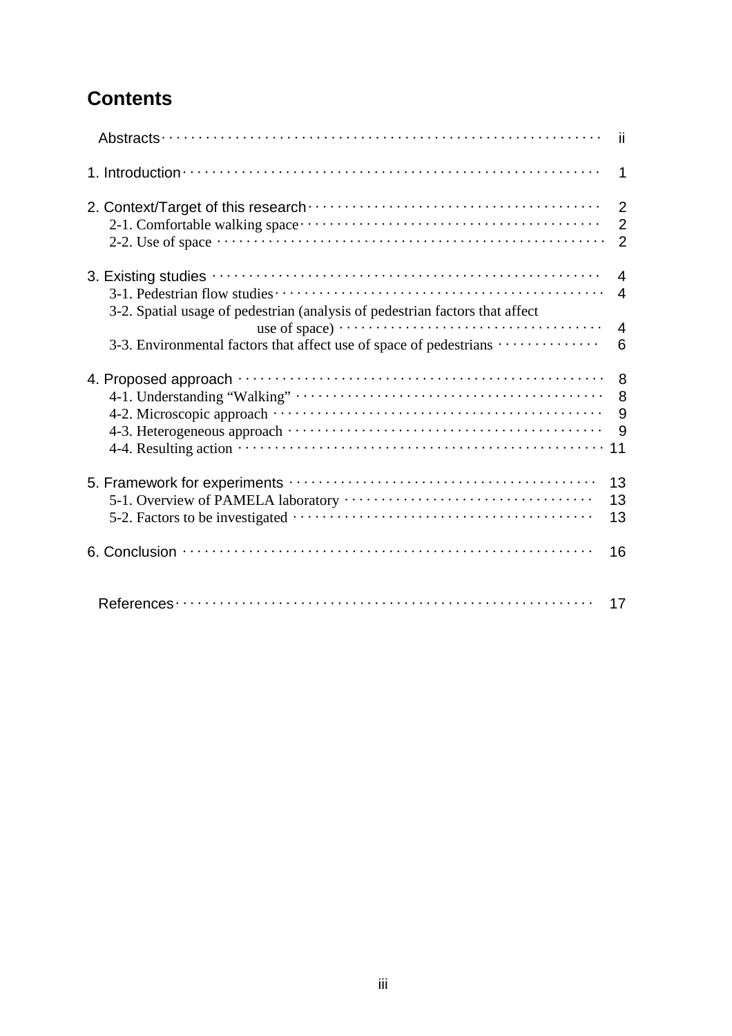# Contents

Abstracts ii

1. Introduction 1

2. Context/Target of this research 2
   - 2-1. Comfortable walking space 2
   - 2-2. Use of space 2

3. Existing studies 4
   - 3-1. Pedestrian flow studies 4
   - 3-2. Spatial usage of pedestrian (analysis of pedestrian factors that affect use of space) 4
   - 3-3. Environmental factors that affect use of space of pedestrians 6

4. Proposed approach 8
   - 4-1. Understanding “Walking” 8
   - 4-2. Microscopic approach 9
   - 4-3. Heterogeneous approach 9
   - 4-4. Resulting action 11

5. Framework for experiments 13
   - 5-1. Overview of PAMELA laboratory 13
   - 5-2. Factors to be investigated 13

6. Conclusion 16

References 17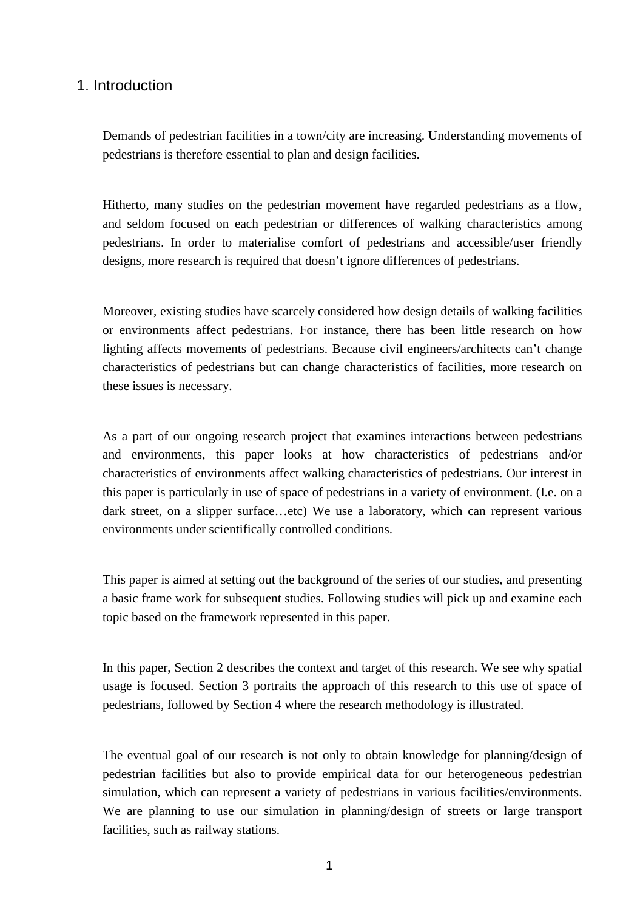## 1. Introduction

Demands of pedestrian facilities in a town/city are increasing. Understanding movements of pedestrians is therefore essential to plan and design facilities.

Hitherto, many studies on the pedestrian movement have regarded pedestrians as a flow, and seldom focused on each pedestrian or differences of walking characteristics among pedestrians. In order to materialise comfort of pedestrians and accessible/user friendly designs, more research is required that doesn't ignore differences of pedestrians.

Moreover, existing studies have scarcely considered how design details of walking facilities or environments affect pedestrians. For instance, there has been little research on how lighting affects movements of pedestrians. Because civil engineers/architects can't change characteristics of pedestrians but can change characteristics of facilities, more research on these issues is necessary.

As a part of our ongoing research project that examines interactions between pedestrians and environments, this paper looks at how characteristics of pedestrians and/or characteristics of environments affect walking characteristics of pedestrians. Our interest in this paper is particularly in use of space of pedestrians in a variety of environment. (I.e. on a dark street, on a slipper surface…etc) We use a laboratory, which can represent various environments under scientifically controlled conditions.

This paper is aimed at setting out the background of the series of our studies, and presenting a basic frame work for subsequent studies. Following studies will pick up and examine each topic based on the framework represented in this paper.

In this paper, Section 2 describes the context and target of this research. We see why spatial usage is focused. Section 3 portraits the approach of this research to this use of space of pedestrians, followed by Section 4 where the research methodology is illustrated.

The eventual goal of our research is not only to obtain knowledge for planning/design of pedestrian facilities but also to provide empirical data for our heterogeneous pedestrian simulation, which can represent a variety of pedestrians in various facilities/environments. We are planning to use our simulation in planning/design of streets or large transport facilities, such as railway stations.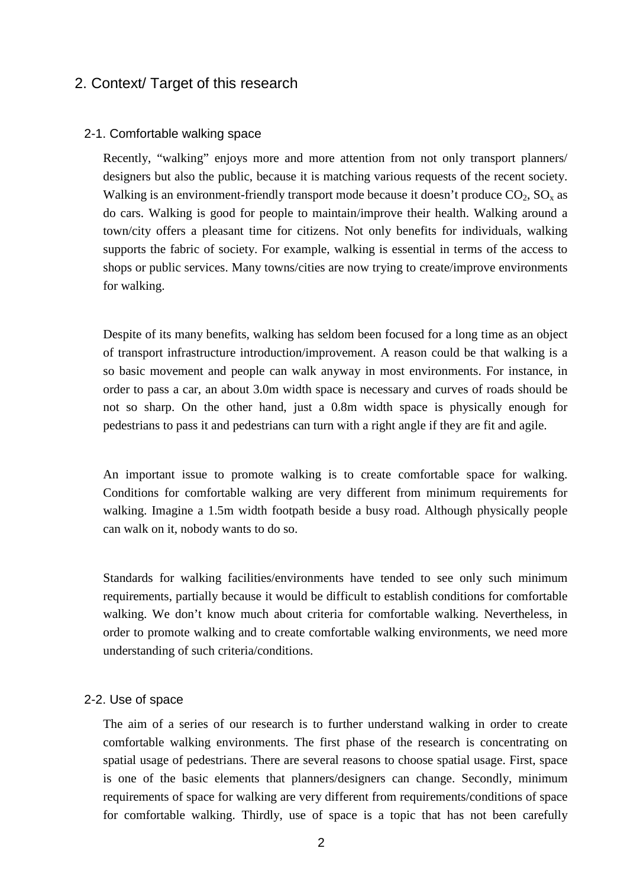## 2. Context/ Target of this research

### 2-1. Comfortable walking space

Recently, "walking" enjoys more and more attention from not only transport planners/ designers but also the public, because it is matching various requests of the recent society. Walking is an environment-friendly transport mode because it doesn't produce $CO_2$, $SO_x$ as do cars. Walking is good for people to maintain/improve their health. Walking around a town/city offers a pleasant time for citizens. Not only benefits for individuals, walking supports the fabric of society. For example, walking is essential in terms of the access to shops or public services. Many towns/cities are now trying to create/improve environments for walking.

Despite of its many benefits, walking has seldom been focused for a long time as an object of transport infrastructure introduction/improvement. A reason could be that walking is a so basic movement and people can walk anyway in most environments. For instance, in order to pass a car, an about 3.0m width space is necessary and curves of roads should be not so sharp. On the other hand, just a 0.8m width space is physically enough for pedestrians to pass it and pedestrians can turn with a right angle if they are fit and agile.

An important issue to promote walking is to create comfortable space for walking. Conditions for comfortable walking are very different from minimum requirements for walking. Imagine a 1.5m width footpath beside a busy road. Although physically people can walk on it, nobody wants to do so.

Standards for walking facilities/environments have tended to see only such minimum requirements, partially because it would be difficult to establish conditions for comfortable walking. We don't know much about criteria for comfortable walking. Nevertheless, in order to promote walking and to create comfortable walking environments, we need more understanding of such criteria/conditions.

### 2-2. Use of space

The aim of a series of our research is to further understand walking in order to create comfortable walking environments. The first phase of the research is concentrating on spatial usage of pedestrians. There are several reasons to choose spatial usage. First, space is one of the basic elements that planners/designers can change. Secondly, minimum requirements of space for walking are very different from requirements/conditions of space for comfortable walking. Thirdly, use of space is a topic that has not been carefully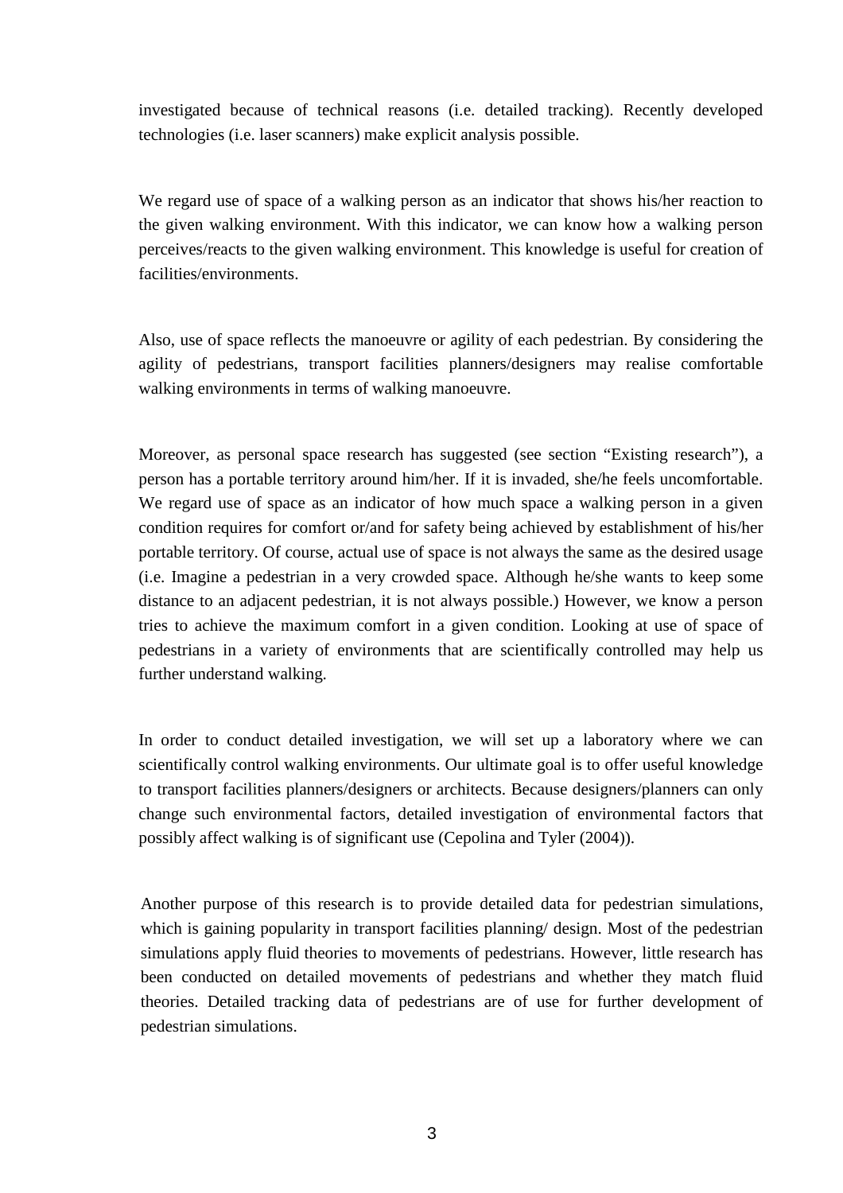investigated because of technical reasons (i.e. detailed tracking). Recently developed technologies (i.e. laser scanners) make explicit analysis possible.

We regard use of space of a walking person as an indicator that shows his/her reaction to the given walking environment. With this indicator, we can know how a walking person perceives/reacts to the given walking environment. This knowledge is useful for creation of facilities/environments.

Also, use of space reflects the manoeuvre or agility of each pedestrian. By considering the agility of pedestrians, transport facilities planners/designers may realise comfortable walking environments in terms of walking manoeuvre.

Moreover, as personal space research has suggested (see section "Existing research"), a person has a portable territory around him/her. If it is invaded, she/he feels uncomfortable. We regard use of space as an indicator of how much space a walking person in a given condition requires for comfort or/and for safety being achieved by establishment of his/her portable territory. Of course, actual use of space is not always the same as the desired usage (i.e. Imagine a pedestrian in a very crowded space. Although he/she wants to keep some distance to an adjacent pedestrian, it is not always possible.) However, we know a person tries to achieve the maximum comfort in a given condition. Looking at use of space of pedestrians in a variety of environments that are scientifically controlled may help us further understand walking.

In order to conduct detailed investigation, we will set up a laboratory where we can scientifically control walking environments. Our ultimate goal is to offer useful knowledge to transport facilities planners/designers or architects. Because designers/planners can only change such environmental factors, detailed investigation of environmental factors that possibly affect walking is of significant use (Cepolina and Tyler (2004)).

Another purpose of this research is to provide detailed data for pedestrian simulations, which is gaining popularity in transport facilities planning/ design. Most of the pedestrian simulations apply fluid theories to movements of pedestrians. However, little research has been conducted on detailed movements of pedestrians and whether they match fluid theories. Detailed tracking data of pedestrians are of use for further development of pedestrian simulations.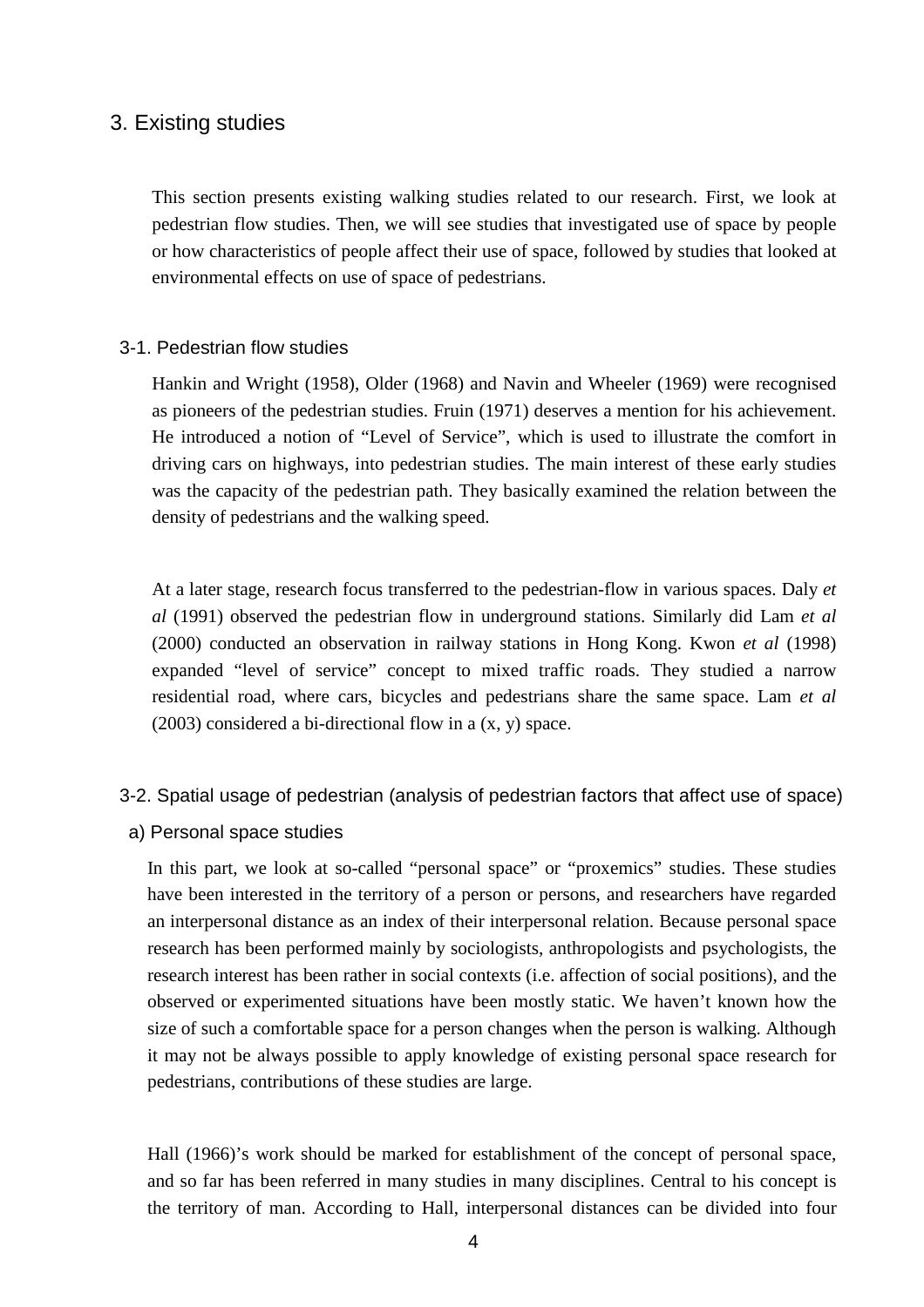## 3. Existing studies

This section presents existing walking studies related to our research. First, we look at pedestrian flow studies. Then, we will see studies that investigated use of space by people or how characteristics of people affect their use of space, followed by studies that looked at environmental effects on use of space of pedestrians.

### 3-1. Pedestrian flow studies

Hankin and Wright (1958), Older (1968) and Navin and Wheeler (1969) were recognised as pioneers of the pedestrian studies. Fruin (1971) deserves a mention for his achievement. He introduced a notion of "Level of Service", which is used to illustrate the comfort in driving cars on highways, into pedestrian studies. The main interest of these early studies was the capacity of the pedestrian path. They basically examined the relation between the density of pedestrians and the walking speed.

At a later stage, research focus transferred to the pedestrian-flow in various spaces. Daly *et al* (1991) observed the pedestrian flow in underground stations. Similarly did Lam *et al* (2000) conducted an observation in railway stations in Hong Kong. Kwon *et al* (1998) expanded "level of service" concept to mixed traffic roads. They studied a narrow residential road, where cars, bicycles and pedestrians share the same space. Lam *et al* (2003) considered a bi-directional flow in a (x, y) space.

### 3-2. Spatial usage of pedestrian (analysis of pedestrian factors that affect use of space)

#### a) Personal space studies

In this part, we look at so-called "personal space" or "proxemics" studies. These studies have been interested in the territory of a person or persons, and researchers have regarded an interpersonal distance as an index of their interpersonal relation. Because personal space research has been performed mainly by sociologists, anthropologists and psychologists, the research interest has been rather in social contexts (i.e. affection of social positions), and the observed or experimented situations have been mostly static. We haven't known how the size of such a comfortable space for a person changes when the person is walking. Although it may not be always possible to apply knowledge of existing personal space research for pedestrians, contributions of these studies are large.

Hall (1966)'s work should be marked for establishment of the concept of personal space, and so far has been referred in many studies in many disciplines. Central to his concept is the territory of man. According to Hall, interpersonal distances can be divided into four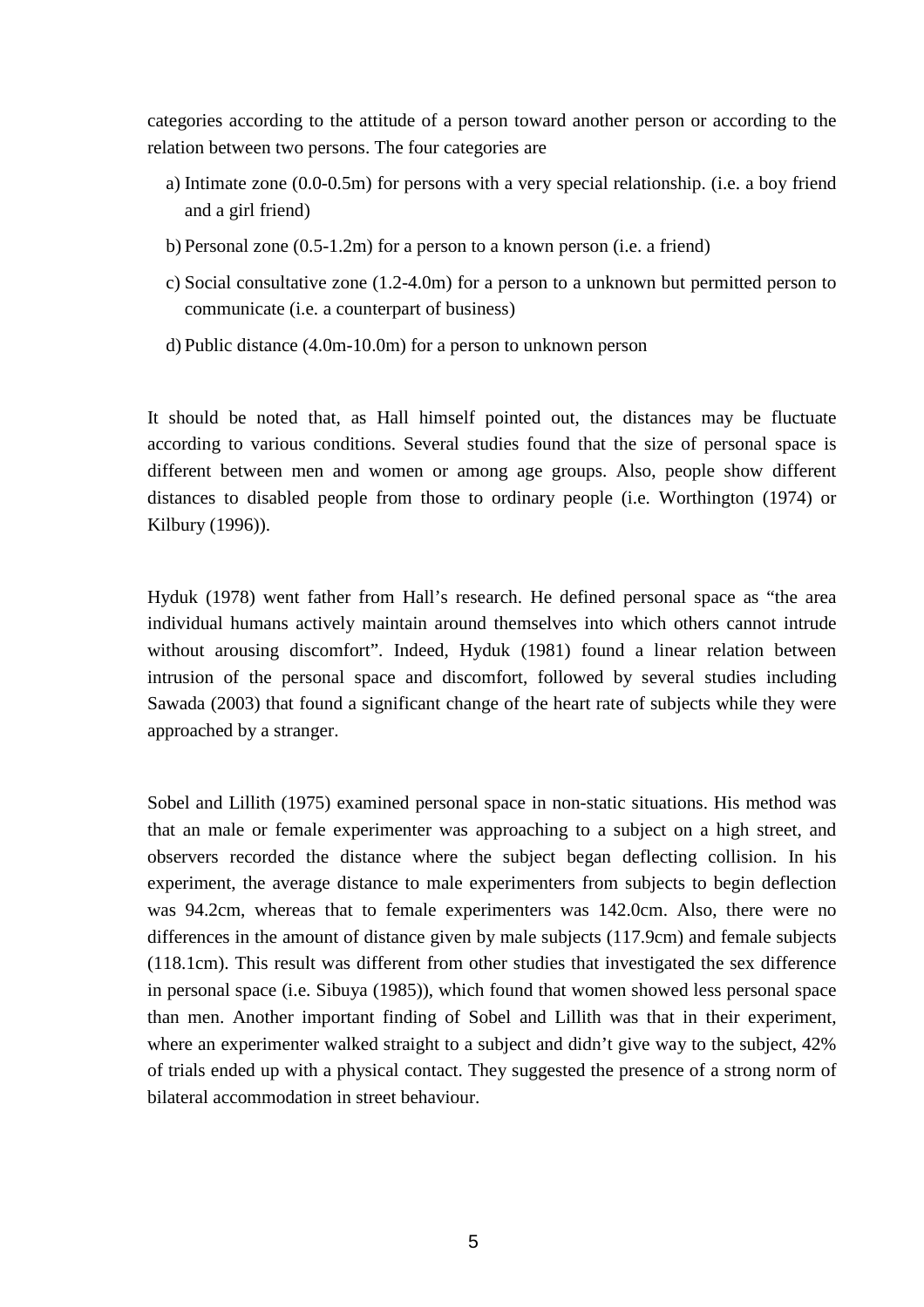categories according to the attitude of a person toward another person or according to the relation between two persons. The four categories are

a) Intimate zone (0.0-0.5m) for persons with a very special relationship. (i.e. a boy friend and a girl friend)

b) Personal zone (0.5-1.2m) for a person to a known person (i.e. a friend)

c) Social consultative zone (1.2-4.0m) for a person to a unknown but permitted person to communicate (i.e. a counterpart of business)

d) Public distance (4.0m-10.0m) for a person to unknown person

It should be noted that, as Hall himself pointed out, the distances may be fluctuate according to various conditions. Several studies found that the size of personal space is different between men and women or among age groups. Also, people show different distances to disabled people from those to ordinary people (i.e. Worthington (1974) or Kilbury (1996)).

Hyduk (1978) went father from Hall's research. He defined personal space as "the area individual humans actively maintain around themselves into which others cannot intrude without arousing discomfort". Indeed, Hyduk (1981) found a linear relation between intrusion of the personal space and discomfort, followed by several studies including Sawada (2003) that found a significant change of the heart rate of subjects while they were approached by a stranger.

Sobel and Lillith (1975) examined personal space in non-static situations. His method was that an male or female experimenter was approaching to a subject on a high street, and observers recorded the distance where the subject began deflecting collision. In his experiment, the average distance to male experimenters from subjects to begin deflection was 94.2cm, whereas that to female experimenters was 142.0cm. Also, there were no differences in the amount of distance given by male subjects (117.9cm) and female subjects (118.1cm). This result was different from other studies that investigated the sex difference in personal space (i.e. Sibuya (1985)), which found that women showed less personal space than men. Another important finding of Sobel and Lillith was that in their experiment, where an experimenter walked straight to a subject and didn't give way to the subject, 42% of trials ended up with a physical contact. They suggested the presence of a strong norm of bilateral accommodation in street behaviour.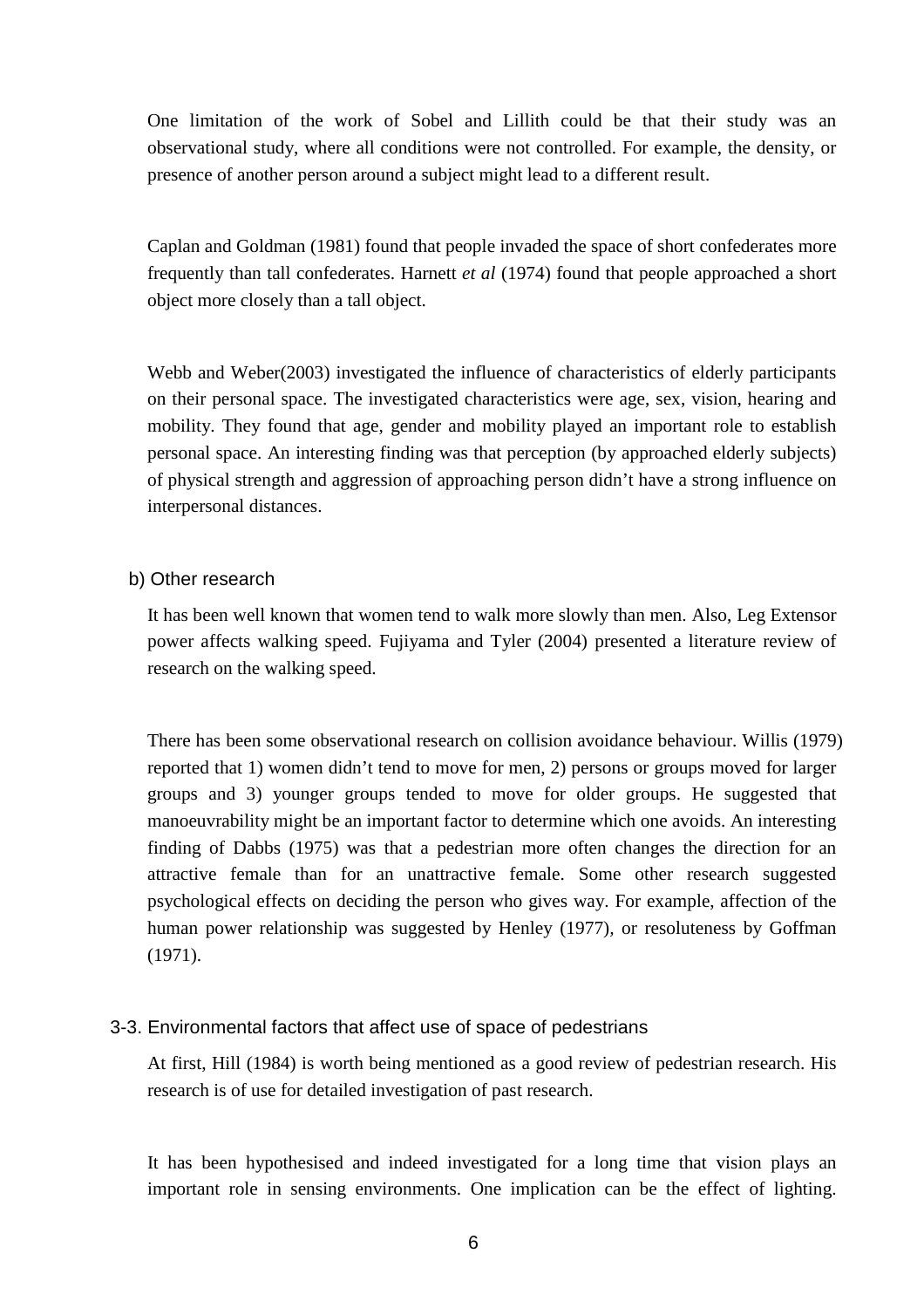One limitation of the work of Sobel and Lillith could be that their study was an observational study, where all conditions were not controlled. For example, the density, or presence of another person around a subject might lead to a different result.

Caplan and Goldman (1981) found that people invaded the space of short confederates more frequently than tall confederates. Harnett *et al* (1974) found that people approached a short object more closely than a tall object.

Webb and Weber(2003) investigated the influence of characteristics of elderly participants on their personal space. The investigated characteristics were age, sex, vision, hearing and mobility. They found that age, gender and mobility played an important role to establish personal space. An interesting finding was that perception (by approached elderly subjects) of physical strength and aggression of approaching person didn't have a strong influence on interpersonal distances.

#### b) Other research

It has been well known that women tend to walk more slowly than men. Also, Leg Extensor power affects walking speed. Fujiyama and Tyler (2004) presented a literature review of research on the walking speed.

There has been some observational research on collision avoidance behaviour. Willis (1979) reported that 1) women didn't tend to move for men, 2) persons or groups moved for larger groups and 3) younger groups tended to move for older groups. He suggested that manoeuvrability might be an important factor to determine which one avoids. An interesting finding of Dabbs (1975) was that a pedestrian more often changes the direction for an attractive female than for an unattractive female. Some other research suggested psychological effects on deciding the person who gives way. For example, affection of the human power relationship was suggested by Henley (1977), or resoluteness by Goffman (1971).

### 3-3. Environmental factors that affect use of space of pedestrians

At first, Hill (1984) is worth being mentioned as a good review of pedestrian research. His research is of use for detailed investigation of past research.

It has been hypothesised and indeed investigated for a long time that vision plays an important role in sensing environments. One implication can be the effect of lighting.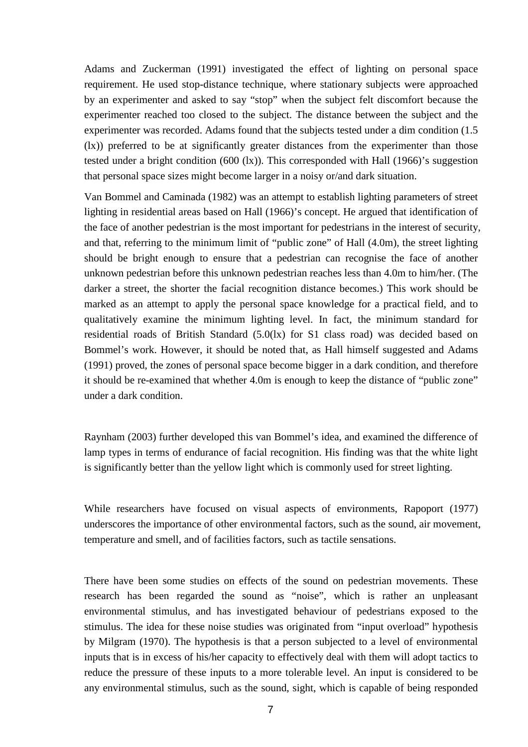Adams and Zuckerman (1991) investigated the effect of lighting on personal space requirement. He used stop-distance technique, where stationary subjects were approached by an experimenter and asked to say "stop" when the subject felt discomfort because the experimenter reached too closed to the subject. The distance between the subject and the experimenter was recorded. Adams found that the subjects tested under a dim condition (1.5 (lx)) preferred to be at significantly greater distances from the experimenter than those tested under a bright condition (600 (lx)). This corresponded with Hall (1966)'s suggestion that personal space sizes might become larger in a noisy or/and dark situation.

Van Bommel and Caminada (1982) was an attempt to establish lighting parameters of street lighting in residential areas based on Hall (1966)'s concept. He argued that identification of the face of another pedestrian is the most important for pedestrians in the interest of security, and that, referring to the minimum limit of "public zone" of Hall (4.0m), the street lighting should be bright enough to ensure that a pedestrian can recognise the face of another unknown pedestrian before this unknown pedestrian reaches less than 4.0m to him/her. (The darker a street, the shorter the facial recognition distance becomes.) This work should be marked as an attempt to apply the personal space knowledge for a practical field, and to qualitatively examine the minimum lighting level. In fact, the minimum standard for residential roads of British Standard (5.0(lx) for S1 class road) was decided based on Bommel's work. However, it should be noted that, as Hall himself suggested and Adams (1991) proved, the zones of personal space become bigger in a dark condition, and therefore it should be re-examined that whether 4.0m is enough to keep the distance of "public zone" under a dark condition.

Raynham (2003) further developed this van Bommel's idea, and examined the difference of lamp types in terms of endurance of facial recognition. His finding was that the white light is significantly better than the yellow light which is commonly used for street lighting.

While researchers have focused on visual aspects of environments, Rapoport (1977) underscores the importance of other environmental factors, such as the sound, air movement, temperature and smell, and of facilities factors, such as tactile sensations.

There have been some studies on effects of the sound on pedestrian movements. These research has been regarded the sound as "noise", which is rather an unpleasant environmental stimulus, and has investigated behaviour of pedestrians exposed to the stimulus. The idea for these noise studies was originated from "input overload" hypothesis by Milgram (1970). The hypothesis is that a person subjected to a level of environmental inputs that is in excess of his/her capacity to effectively deal with them will adopt tactics to reduce the pressure of these inputs to a more tolerable level. An input is considered to be any environmental stimulus, such as the sound, sight, which is capable of being responded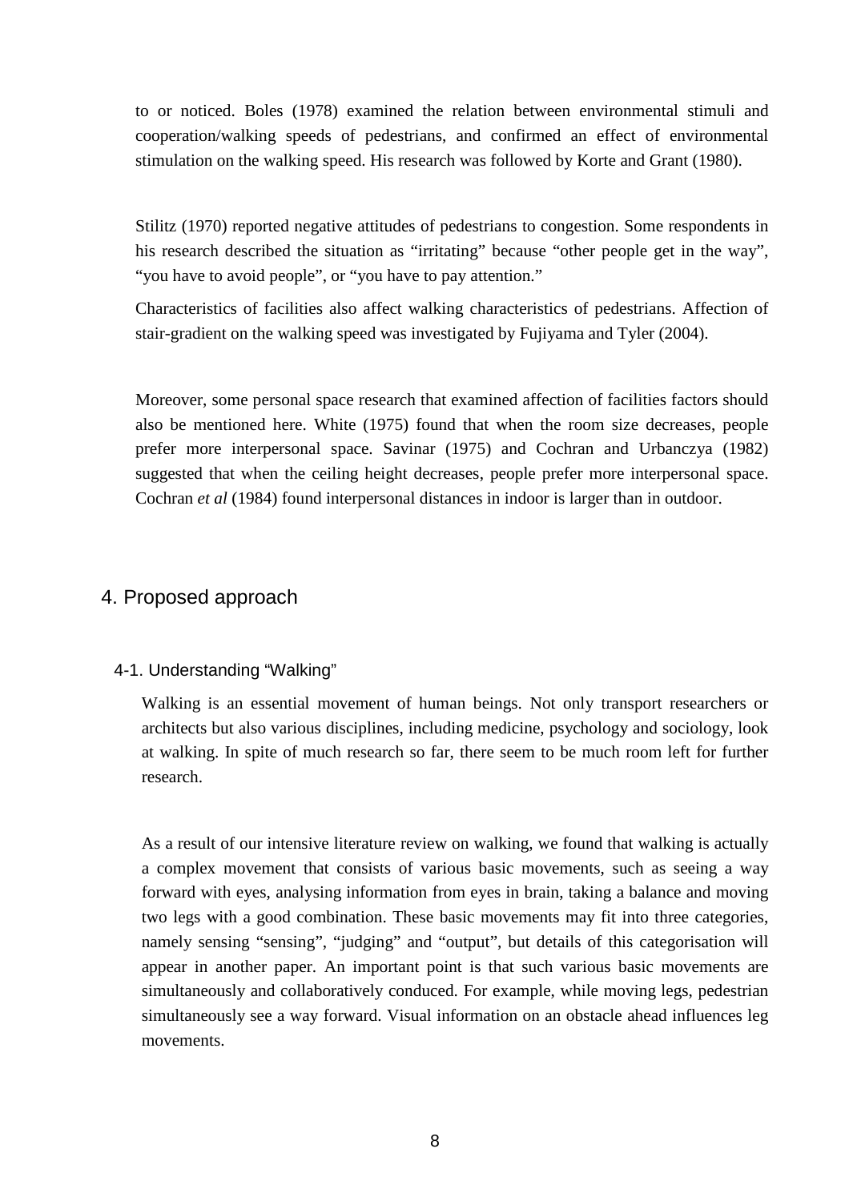to or noticed. Boles (1978) examined the relation between environmental stimuli and cooperation/walking speeds of pedestrians, and confirmed an effect of environmental stimulation on the walking speed. His research was followed by Korte and Grant (1980).

Stilitz (1970) reported negative attitudes of pedestrians to congestion. Some respondents in his research described the situation as "irritating" because "other people get in the way", "you have to avoid people", or "you have to pay attention."

Characteristics of facilities also affect walking characteristics of pedestrians. Affection of stair-gradient on the walking speed was investigated by Fujiyama and Tyler (2004).

Moreover, some personal space research that examined affection of facilities factors should also be mentioned here. White (1975) found that when the room size decreases, people prefer more interpersonal space. Savinar (1975) and Cochran and Urbanczya (1982) suggested that when the ceiling height decreases, people prefer more interpersonal space. Cochran *et al* (1984) found interpersonal distances in indoor is larger than in outdoor.

# 4. Proposed approach

## 4-1. Understanding "Walking"

Walking is an essential movement of human beings. Not only transport researchers or architects but also various disciplines, including medicine, psychology and sociology, look at walking. In spite of much research so far, there seem to be much room left for further research.

As a result of our intensive literature review on walking, we found that walking is actually a complex movement that consists of various basic movements, such as seeing a way forward with eyes, analysing information from eyes in brain, taking a balance and moving two legs with a good combination. These basic movements may fit into three categories, namely sensing "sensing", "judging" and "output", but details of this categorisation will appear in another paper. An important point is that such various basic movements are simultaneously and collaboratively conduced. For example, while moving legs, pedestrian simultaneously see a way forward. Visual information on an obstacle ahead influences leg movements.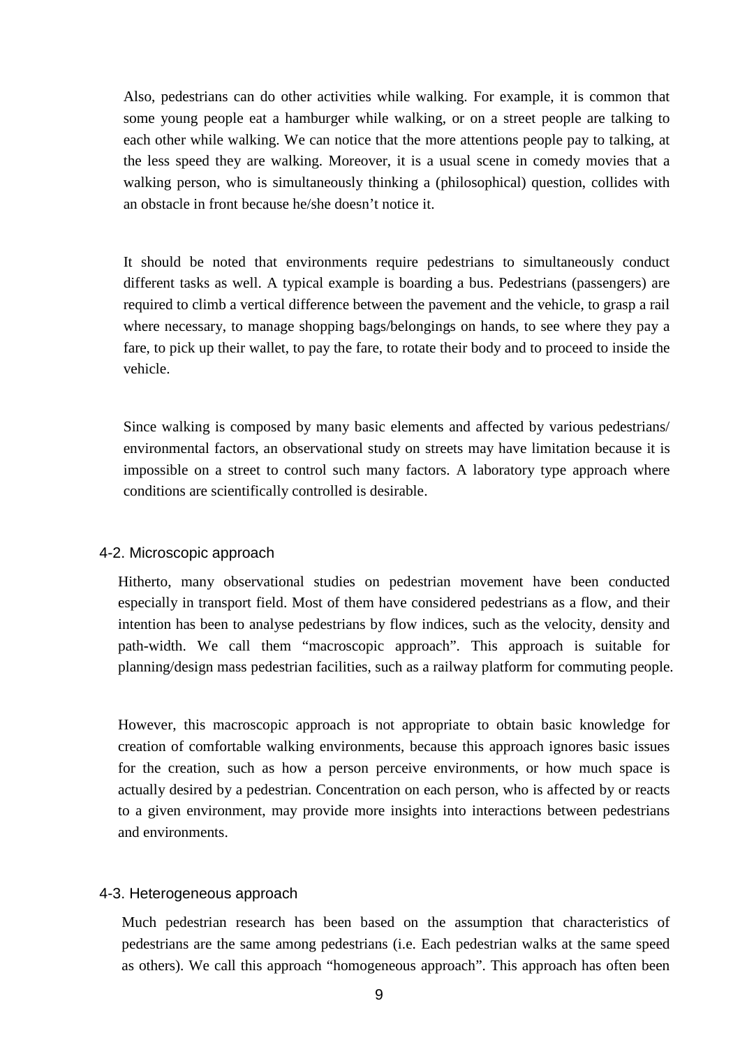Also, pedestrians can do other activities while walking. For example, it is common that some young people eat a hamburger while walking, or on a street people are talking to each other while walking. We can notice that the more attentions people pay to talking, at the less speed they are walking. Moreover, it is a usual scene in comedy movies that a walking person, who is simultaneously thinking a (philosophical) question, collides with an obstacle in front because he/she doesn't notice it.

It should be noted that environments require pedestrians to simultaneously conduct different tasks as well. A typical example is boarding a bus. Pedestrians (passengers) are required to climb a vertical difference between the pavement and the vehicle, to grasp a rail where necessary, to manage shopping bags/belongings on hands, to see where they pay a fare, to pick up their wallet, to pay the fare, to rotate their body and to proceed to inside the vehicle.

Since walking is composed by many basic elements and affected by various pedestrians/ environmental factors, an observational study on streets may have limitation because it is impossible on a street to control such many factors. A laboratory type approach where conditions are scientifically controlled is desirable.

### 4-2. Microscopic approach

Hitherto, many observational studies on pedestrian movement have been conducted especially in transport field. Most of them have considered pedestrians as a flow, and their intention has been to analyse pedestrians by flow indices, such as the velocity, density and path-width. We call them "macroscopic approach". This approach is suitable for planning/design mass pedestrian facilities, such as a railway platform for commuting people.

However, this macroscopic approach is not appropriate to obtain basic knowledge for creation of comfortable walking environments, because this approach ignores basic issues for the creation, such as how a person perceive environments, or how much space is actually desired by a pedestrian. Concentration on each person, who is affected by or reacts to a given environment, may provide more insights into interactions between pedestrians and environments.

### 4-3. Heterogeneous approach

Much pedestrian research has been based on the assumption that characteristics of pedestrians are the same among pedestrians (i.e. Each pedestrian walks at the same speed as others). We call this approach "homogeneous approach". This approach has often been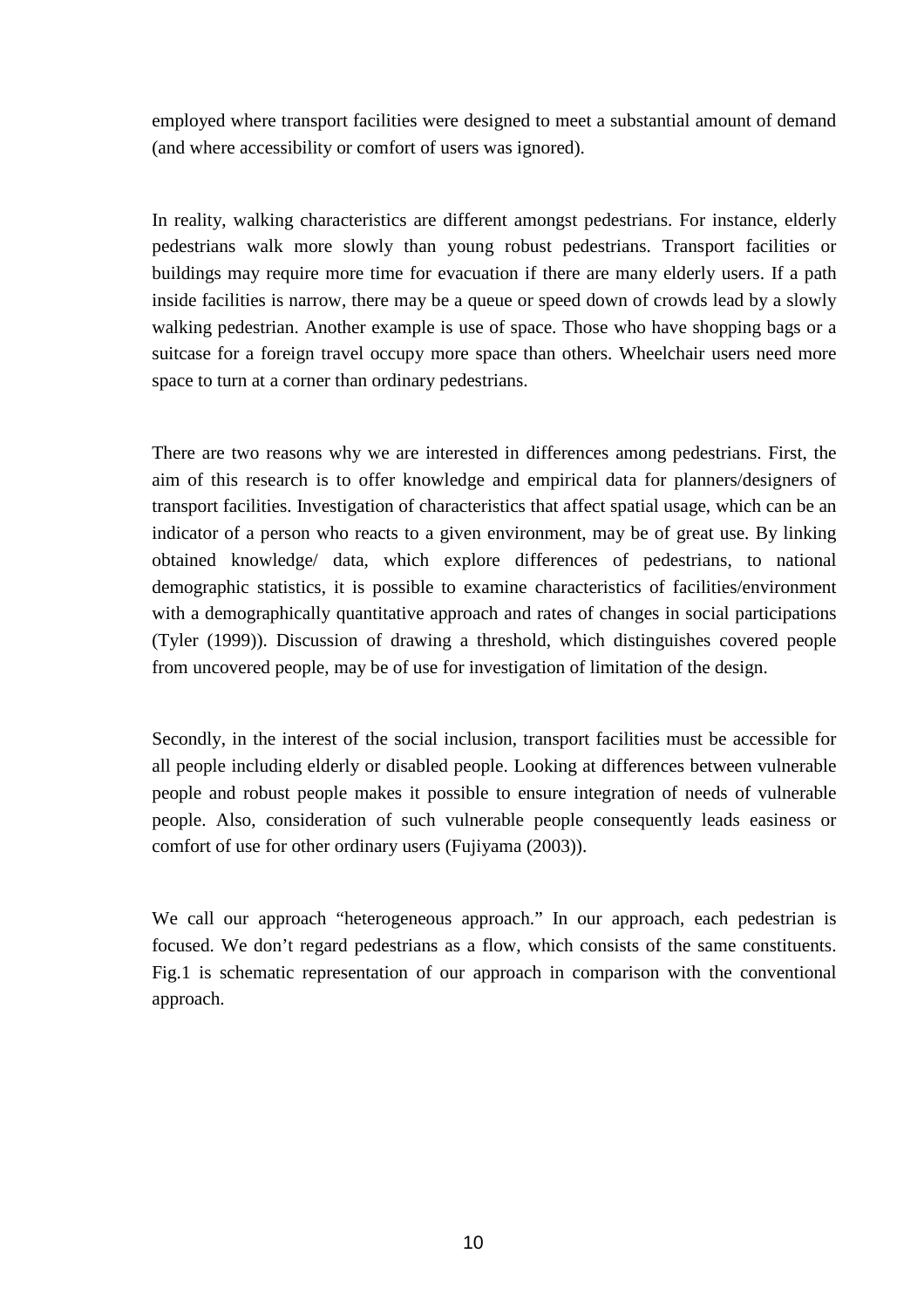employed where transport facilities were designed to meet a substantial amount of demand (and where accessibility or comfort of users was ignored).

In reality, walking characteristics are different amongst pedestrians. For instance, elderly pedestrians walk more slowly than young robust pedestrians. Transport facilities or buildings may require more time for evacuation if there are many elderly users. If a path inside facilities is narrow, there may be a queue or speed down of crowds lead by a slowly walking pedestrian. Another example is use of space. Those who have shopping bags or a suitcase for a foreign travel occupy more space than others. Wheelchair users need more space to turn at a corner than ordinary pedestrians.

There are two reasons why we are interested in differences among pedestrians. First, the aim of this research is to offer knowledge and empirical data for planners/designers of transport facilities. Investigation of characteristics that affect spatial usage, which can be an indicator of a person who reacts to a given environment, may be of great use. By linking obtained knowledge/ data, which explore differences of pedestrians, to national demographic statistics, it is possible to examine characteristics of facilities/environment with a demographically quantitative approach and rates of changes in social participations (Tyler (1999)). Discussion of drawing a threshold, which distinguishes covered people from uncovered people, may be of use for investigation of limitation of the design.

Secondly, in the interest of the social inclusion, transport facilities must be accessible for all people including elderly or disabled people. Looking at differences between vulnerable people and robust people makes it possible to ensure integration of needs of vulnerable people. Also, consideration of such vulnerable people consequently leads easiness or comfort of use for other ordinary users (Fujiyama (2003)).

We call our approach "heterogeneous approach." In our approach, each pedestrian is focused. We don't regard pedestrians as a flow, which consists of the same constituents. Fig.1 is schematic representation of our approach in comparison with the conventional approach.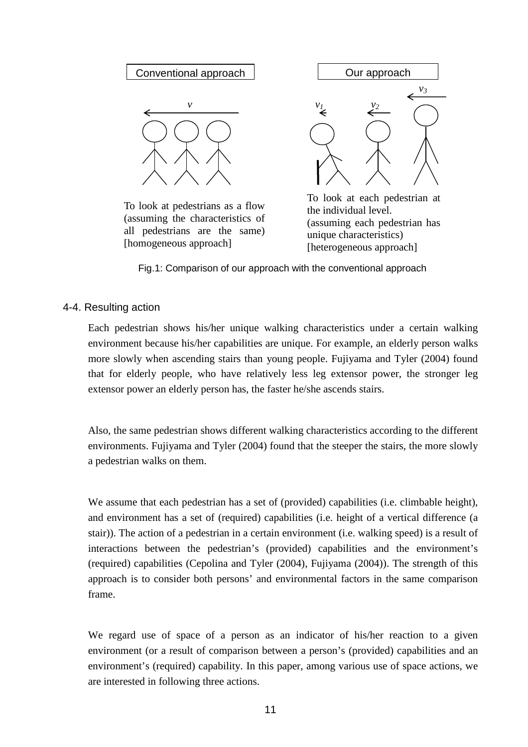Conventional approach

$v$

To look at pedestrians as a flow (assuming the characteristics of all pedestrians are the same) [homogeneous approach]

Our approach

$v_1$ $v_2$ $v_3$

To look at each pedestrian at the individual level. (assuming each pedestrian has unique characteristics) [heterogeneous approach]

Fig.1: Comparison of our approach with the conventional approach

### 4-4. Resulting action

Each pedestrian shows his/her unique walking characteristics under a certain walking environment because his/her capabilities are unique. For example, an elderly person walks more slowly when ascending stairs than young people. Fujiyama and Tyler (2004) found that for elderly people, who have relatively less leg extensor power, the stronger leg extensor power an elderly person has, the faster he/she ascends stairs.

Also, the same pedestrian shows different walking characteristics according to the different environments. Fujiyama and Tyler (2004) found that the steeper the stairs, the more slowly a pedestrian walks on them.

We assume that each pedestrian has a set of (provided) capabilities (i.e. climbable height), and environment has a set of (required) capabilities (i.e. height of a vertical difference (a stair)). The action of a pedestrian in a certain environment (i.e. walking speed) is a result of interactions between the pedestrian's (provided) capabilities and the environment's (required) capabilities (Cepolina and Tyler (2004), Fujiyama (2004)). The strength of this approach is to consider both persons' and environmental factors in the same comparison frame.

We regard use of space of a person as an indicator of his/her reaction to a given environment (or a result of comparison between a person's (provided) capabilities and an environment's (required) capability. In this paper, among various use of space actions, we are interested in following three actions.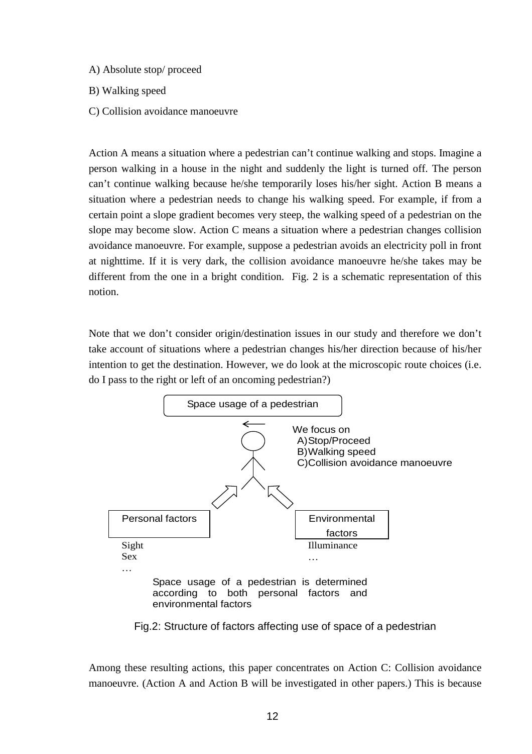A) Absolute stop/ proceed

B) Walking speed

C) Collision avoidance manoeuvre

Action A means a situation where a pedestrian can't continue walking and stops. Imagine a person walking in a house in the night and suddenly the light is turned off. The person can't continue walking because he/she temporarily loses his/her sight. Action B means a situation where a pedestrian needs to change his walking speed. For example, if from a certain point a slope gradient becomes very steep, the walking speed of a pedestrian on the slope may become slow. Action C means a situation where a pedestrian changes collision avoidance manoeuvre. For example, suppose a pedestrian avoids an electricity poll in front at nighttime. If it is very dark, the collision avoidance manoeuvre he/she takes may be different from the one in a bright condition. Fig. 2 is a schematic representation of this notion.

Note that we don't consider origin/destination issues in our study and therefore we don't take account of situations where a pedestrian changes his/her direction because of his/her intention to get the destination. However, we do look at the microscopic route choices (i.e. do I pass to the right or left of an oncoming pedestrian?)

Space usage of a pedestrian

We focus on
A) Stop/Proceed
B) Walking speed
C) Collision avoidance manoeuvre

Personal factors
Sight
Sex
…

Environmental factors
Illuminance
…

Space usage of a pedestrian is determined according to both personal factors and environmental factors

Fig.2: Structure of factors affecting use of space of a pedestrian

Among these resulting actions, this paper concentrates on Action C: Collision avoidance manoeuvre. (Action A and Action B will be investigated in other papers.) This is because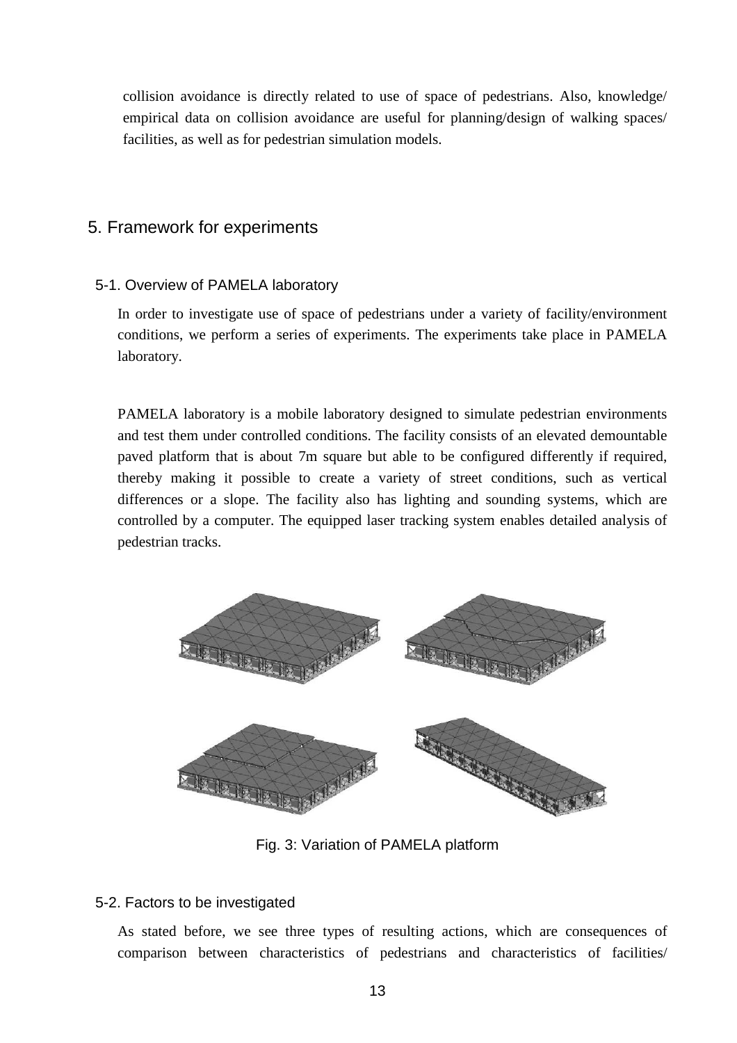collision avoidance is directly related to use of space of pedestrians. Also, knowledge/ empirical data on collision avoidance are useful for planning/design of walking spaces/ facilities, as well as for pedestrian simulation models.

## 5. Framework for experiments

### 5-1. Overview of PAMELA laboratory

In order to investigate use of space of pedestrians under a variety of facility/environment conditions, we perform a series of experiments. The experiments take place in PAMELA laboratory.

PAMELA laboratory is a mobile laboratory designed to simulate pedestrian environments and test them under controlled conditions. The facility consists of an elevated demountable paved platform that is about 7m square but able to be configured differently if required, thereby making it possible to create a variety of street conditions, such as vertical differences or a slope. The facility also has lighting and sounding systems, which are controlled by a computer. The equipped laser tracking system enables detailed analysis of pedestrian tracks.

Fig. 3: Variation of PAMELA platform

### 5-2. Factors to be investigated

As stated before, we see three types of resulting actions, which are consequences of comparison between characteristics of pedestrians and characteristics of facilities/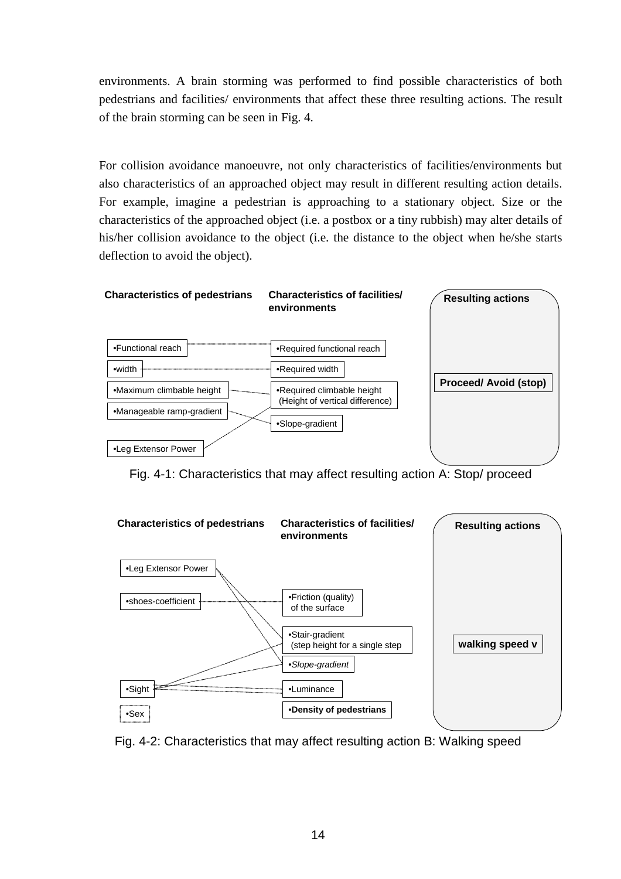environments. A brain storming was performed to find possible characteristics of both pedestrians and facilities/ environments that affect these three resulting actions. The result of the brain storming can be seen in Fig. 4.

For collision avoidance manoeuvre, not only characteristics of facilities/environments but also characteristics of an approached object may result in different resulting action details. For example, imagine a pedestrian is approaching to a stationary object. Size or the characteristics of the approached object (i.e. a postbox or a tiny rubbish) may alter details of his/her collision avoidance to the object (i.e. the distance to the object when he/she starts deflection to avoid the object).

**Characteristics of pedestrians** | **Characteristics of facilities/ environments** | **Resulting actions**

- •Functional reach — •Required functional reach
- •width — •Required width
- •Maximum climbable height — •Required climbable height (Height of vertical difference)
- •Manageable ramp-gradient — •Slope-gradient
- •Leg Extensor Power — •Required climbable height (Height of vertical difference)

**Proceed/ Avoid (stop)**

Fig. 4-1: Characteristics that may affect resulting action A: Stop/ proceed

**Characteristics of pedestrians** | **Characteristics of facilities/ environments** | **Resulting actions**

- •Leg Extensor Power — •Stair-gradient (step height for a single step; •*Slope-gradient*
- •shoes-coefficient — •Friction (quality) of the surface
- •Sight — •Stair-gradient (step height for a single step; •*Slope-gradient*; •Luminance
- •Sex
- **•Density of pedestrians**

**walking speed v**

Fig. 4-2: Characteristics that may affect resulting action B: Walking speed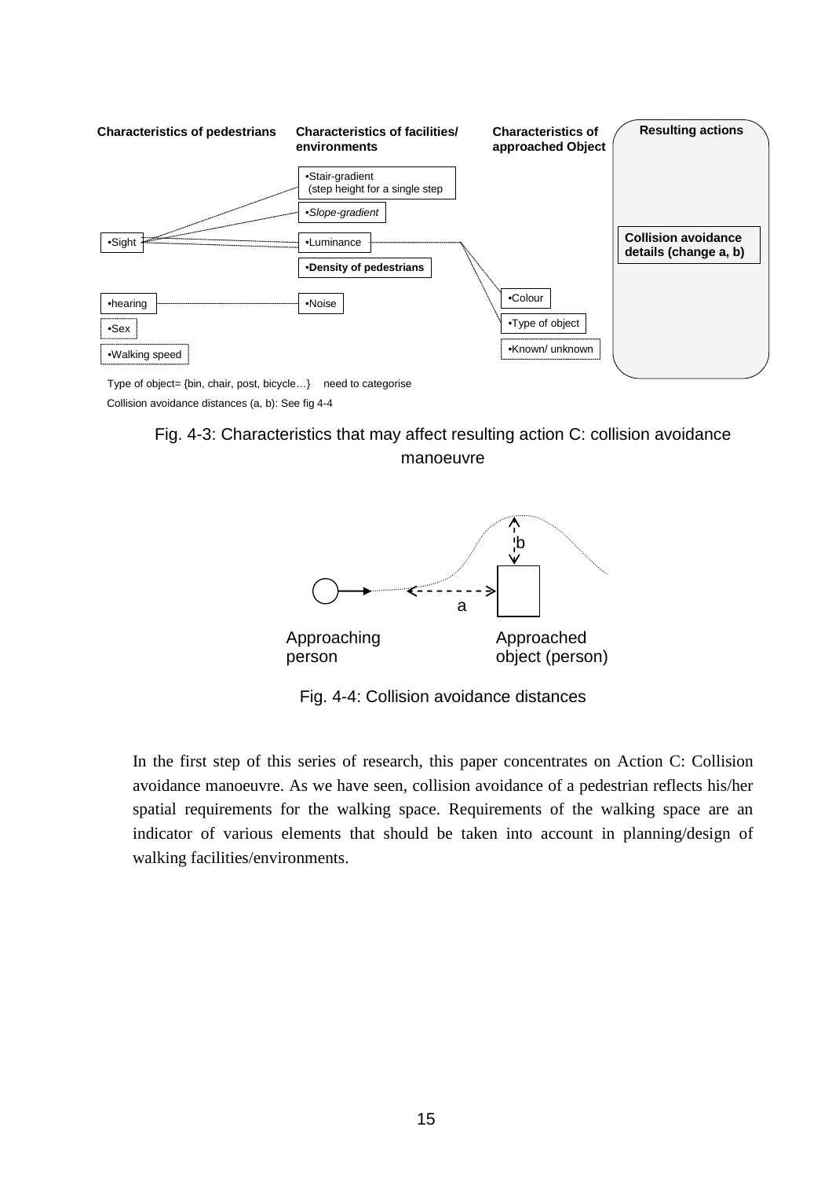**Characteristics of pedestrians** | **Characteristics of facilities/ environments** | **Characteristics of approached Object** | **Resulting actions**

- Sight
- hearing
- Sex
- Walking speed

- Stair-gradient (step height for a single step)
- *Slope-gradient*
- Luminance
- **Density of pedestrians**
- Noise

- Colour
- Type of object
- Known/ unknown

**Collision avoidance details (change a, b)**

Type of object= {bin, chair, post, bicycle…} need to categorise

Collision avoidance distances (a, b): See fig 4-4

Fig. 4-3: Characteristics that may affect resulting action C: collision avoidance manoeuvre

a

b

Approaching person

Approached object (person)

Fig. 4-4: Collision avoidance distances

In the first step of this series of research, this paper concentrates on Action C: Collision avoidance manoeuvre. As we have seen, collision avoidance of a pedestrian reflects his/her spatial requirements for the walking space. Requirements of the walking space are an indicator of various elements that should be taken into account in planning/design of walking facilities/environments.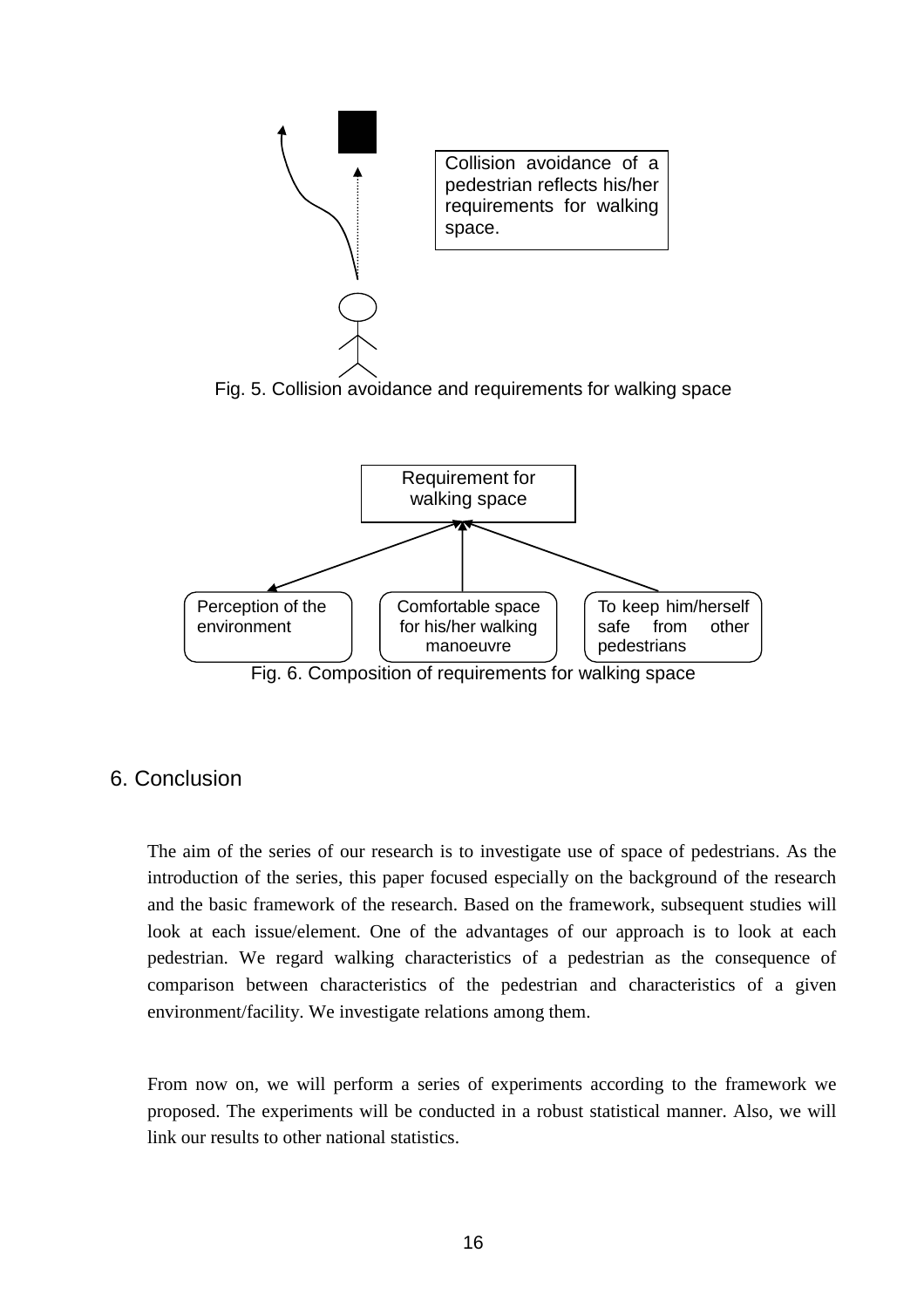Collision avoidance of a pedestrian reflects his/her requirements for walking space.

Fig. 5. Collision avoidance and requirements for walking space

Requirement for walking space

Perception of the environment

Comfortable space for his/her walking manoeuvre

To keep him/herself safe from other pedestrians

Fig. 6. Composition of requirements for walking space

## 6. Conclusion

The aim of the series of our research is to investigate use of space of pedestrians. As the introduction of the series, this paper focused especially on the background of the research and the basic framework of the research. Based on the framework, subsequent studies will look at each issue/element. One of the advantages of our approach is to look at each pedestrian. We regard walking characteristics of a pedestrian as the consequence of comparison between characteristics of the pedestrian and characteristics of a given environment/facility. We investigate relations among them.

From now on, we will perform a series of experiments according to the framework we proposed. The experiments will be conducted in a robust statistical manner. Also, we will link our results to other national statistics.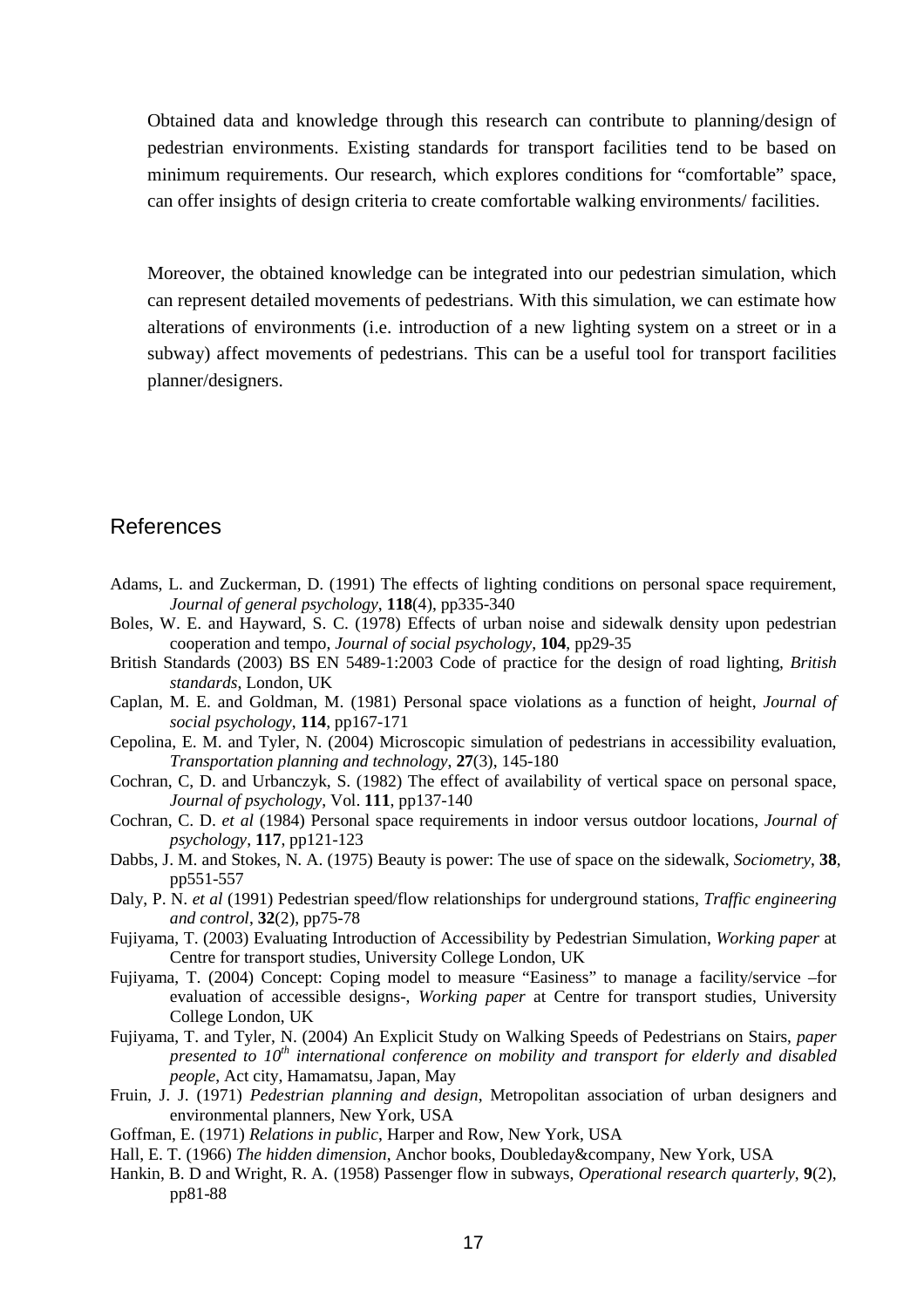Obtained data and knowledge through this research can contribute to planning/design of pedestrian environments. Existing standards for transport facilities tend to be based on minimum requirements. Our research, which explores conditions for "comfortable" space, can offer insights of design criteria to create comfortable walking environments/ facilities.

Moreover, the obtained knowledge can be integrated into our pedestrian simulation, which can represent detailed movements of pedestrians. With this simulation, we can estimate how alterations of environments (i.e. introduction of a new lighting system on a street or in a subway) affect movements of pedestrians. This can be a useful tool for transport facilities planner/designers.

## References

Adams, L. and Zuckerman, D. (1991) The effects of lighting conditions on personal space requirement, *Journal of general psychology*, **118**(4), pp335-340

Boles, W. E. and Hayward, S. C. (1978) Effects of urban noise and sidewalk density upon pedestrian cooperation and tempo, *Journal of social psychology*, **104**, pp29-35

British Standards (2003) BS EN 5489-1:2003 Code of practice for the design of road lighting, *British standards*, London, UK

Caplan, M. E. and Goldman, M. (1981) Personal space violations as a function of height, *Journal of social psychology*, **114**, pp167-171

Cepolina, E. M. and Tyler, N. (2004) Microscopic simulation of pedestrians in accessibility evaluation, *Transportation planning and technology*, **27**(3), 145-180

Cochran, C, D. and Urbanczyk, S. (1982) The effect of availability of vertical space on personal space, *Journal of psychology*, Vol. **111**, pp137-140

Cochran, C. D. *et al* (1984) Personal space requirements in indoor versus outdoor locations, *Journal of psychology*, **117**, pp121-123

Dabbs, J. M. and Stokes, N. A. (1975) Beauty is power: The use of space on the sidewalk, *Sociometry*, **38**, pp551-557

Daly, P. N. *et al* (1991) Pedestrian speed/flow relationships for underground stations, *Traffic engineering and control*, **32**(2), pp75-78

Fujiyama, T. (2003) Evaluating Introduction of Accessibility by Pedestrian Simulation, *Working paper* at Centre for transport studies, University College London, UK

Fujiyama, T. (2004) Concept: Coping model to measure "Easiness" to manage a facility/service –for evaluation of accessible designs-, *Working paper* at Centre for transport studies, University College London, UK

Fujiyama, T. and Tyler, N. (2004) An Explicit Study on Walking Speeds of Pedestrians on Stairs, *paper presented to 10th international conference on mobility and transport for elderly and disabled people*, Act city, Hamamatsu, Japan, May

Fruin, J. J. (1971) *Pedestrian planning and design*, Metropolitan association of urban designers and environmental planners, New York, USA

Goffman, E. (1971) *Relations in public*, Harper and Row, New York, USA

Hall, E. T. (1966) *The hidden dimension*, Anchor books, Doubleday&company, New York, USA

Hankin, B. D and Wright, R. A. (1958) Passenger flow in subways, *Operational research quarterly*, **9**(2), pp81-88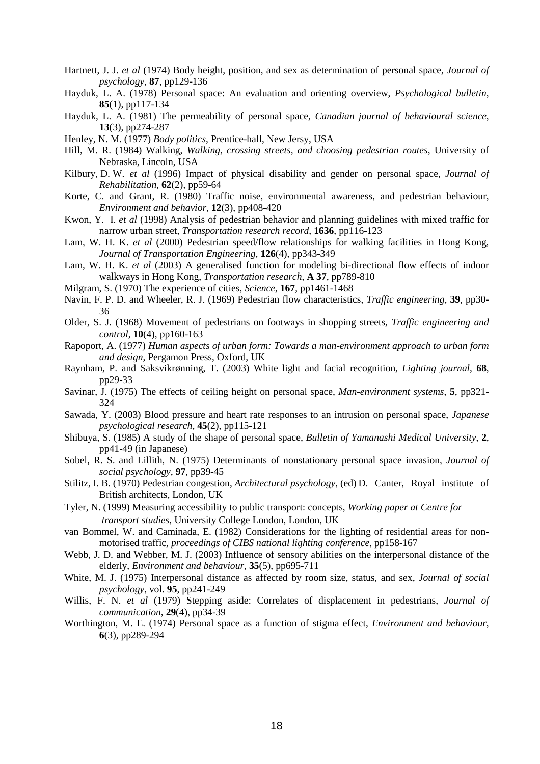Hartnett, J. J. *et al* (1974) Body height, position, and sex as determination of personal space, *Journal of psychology*, **87**, pp129-136

Hayduk, L. A. (1978) Personal space: An evaluation and orienting overview, *Psychological bulletin*, **85**(1), pp117-134

Hayduk, L. A. (1981) The permeability of personal space, *Canadian journal of behavioural science*, **13**(3), pp274-287

Henley, N. M. (1977) *Body politics*, Prentice-hall, New Jersy, USA

Hill, M. R. (1984) Walking, *Walking, crossing streets, and choosing pedestrian routes*, University of Nebraska, Lincoln, USA

Kilbury, D. W. *et al* (1996) Impact of physical disability and gender on personal space, *Journal of Rehabilitation*, **62**(2), pp59-64

Korte, C. and Grant, R. (1980) Traffic noise, environmental awareness, and pedestrian behaviour, *Environment and behavior*, **12**(3), pp408-420

Kwon, Y. I. *et al* (1998) Analysis of pedestrian behavior and planning guidelines with mixed traffic for narrow urban street, *Transportation research record*, **1636**, pp116-123

Lam, W. H. K. *et al* (2000) Pedestrian speed/flow relationships for walking facilities in Hong Kong, *Journal of Transportation Engineering*, **126**(4), pp343-349

Lam, W. H. K. *et al* (2003) A generalised function for modeling bi-directional flow effects of indoor walkways in Hong Kong, *Transportation research*, **A 37**, pp789-810

Milgram, S. (1970) The experience of cities, *Science*, **167**, pp1461-1468

Navin, F. P. D. and Wheeler, R. J. (1969) Pedestrian flow characteristics, *Traffic engineering*, **39**, pp30-36

Older, S. J. (1968) Movement of pedestrians on footways in shopping streets, *Traffic engineering and control*, **10**(4), pp160-163

Rapoport, A. (1977) *Human aspects of urban form: Towards a man-environment approach to urban form and design*, Pergamon Press, Oxford, UK

Raynham, P. and Saksvikrønning, T. (2003) White light and facial recognition, *Lighting journal*, **68**, pp29-33

Savinar, J. (1975) The effects of ceiling height on personal space, *Man-environment systems*, **5**, pp321-324

Sawada, Y. (2003) Blood pressure and heart rate responses to an intrusion on personal space, *Japanese psychological research*, **45**(2), pp115-121

Shibuya, S. (1985) A study of the shape of personal space, *Bulletin of Yamanashi Medical University*, **2**, pp41-49 (in Japanese)

Sobel, R. S. and Lillith, N. (1975) Determinants of nonstationary personal space invasion, *Journal of social psychology*, **97**, pp39-45

Stilitz, I. B. (1970) Pedestrian congestion, *Architectural psychology*, (ed) D. Canter, Royal institute of British architects, London, UK

Tyler, N. (1999) Measuring accessibility to public transport: concepts, *Working paper at Centre for transport studies*, University College London, London, UK

van Bommel, W. and Caminada, E. (1982) Considerations for the lighting of residential areas for non-motorised traffic, *proceedings of CIBS national lighting conference*, pp158-167

Webb, J. D. and Webber, M. J. (2003) Influence of sensory abilities on the interpersonal distance of the elderly, *Environment and behaviour*, **35**(5), pp695-711

White, M. J. (1975) Interpersonal distance as affected by room size, status, and sex, *Journal of social psychology*, vol. **95**, pp241-249

Willis, F. N. *et al* (1979) Stepping aside: Correlates of displacement in pedestrians, *Journal of communication*, **29**(4), pp34-39

Worthington, M. E. (1974) Personal space as a function of stigma effect, *Environment and behaviour*, **6**(3), pp289-294